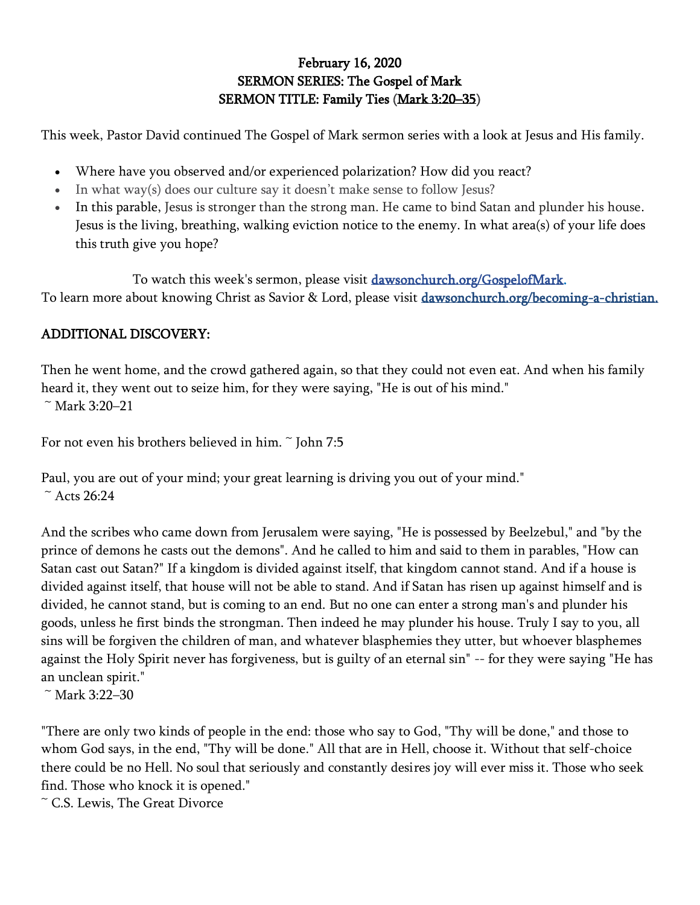**February 16, 2020**
**SERMON SERIES: The Gospel of Mark**
**SERMON TITLE: Family Ties (Mark 3:20–35)**

This week, Pastor David continued The Gospel of Mark sermon series with a look at Jesus and His family.

- Where have you observed and/or experienced polarization? How did you react?
- In what way(s) does our culture say it doesn't make sense to follow Jesus?
- In this parable, Jesus is stronger than the strong man. He came to bind Satan and plunder his house. Jesus is the living, breathing, walking eviction notice to the enemy. In what area(s) of your life does this truth give you hope?

To watch this week's sermon, please visit [dawsonchurch.org/GospelofMark.](dawsonchurch.org/GospelofMark)
To learn more about knowing Christ as Savior & Lord, please visit [dawsonchurch.org/becoming-a-christian.](dawsonchurch.org/becoming-a-christian)

ADDITIONAL DISCOVERY:

Then he went home, and the crowd gathered again, so that they could not even eat. And when his family heard it, they went out to seize him, for they were saying, "He is out of his mind."
~ Mark 3:20–21

For not even his brothers believed in him. ~ John 7:5

Paul, you are out of your mind; your great learning is driving you out of your mind."
~ Acts 26:24

And the scribes who came down from Jerusalem were saying, "He is possessed by Beelzebul," and "by the prince of demons he casts out the demons". And he called to him and said to them in parables, "How can Satan cast out Satan?" If a kingdom is divided against itself, that kingdom cannot stand. And if a house is divided against itself, that house will not be able to stand. And if Satan has risen up against himself and is divided, he cannot stand, but is coming to an end. But no one can enter a strong man's and plunder his goods, unless he first binds the strongman. Then indeed he may plunder his house. Truly I say to you, all sins will be forgiven the children of man, and whatever blasphemies they utter, but whoever blasphemes against the Holy Spirit never has forgiveness, but is guilty of an eternal sin" -- for they were saying "He has an unclean spirit."
~ Mark 3:22–30

"There are only two kinds of people in the end: those who say to God, "Thy will be done," and those to whom God says, in the end, "Thy will be done." All that are in Hell, choose it. Without that self-choice there could be no Hell. No soul that seriously and constantly desires joy will ever miss it. Those who seek find. Those who knock it is opened."
~ C.S. Lewis, The Great Divorce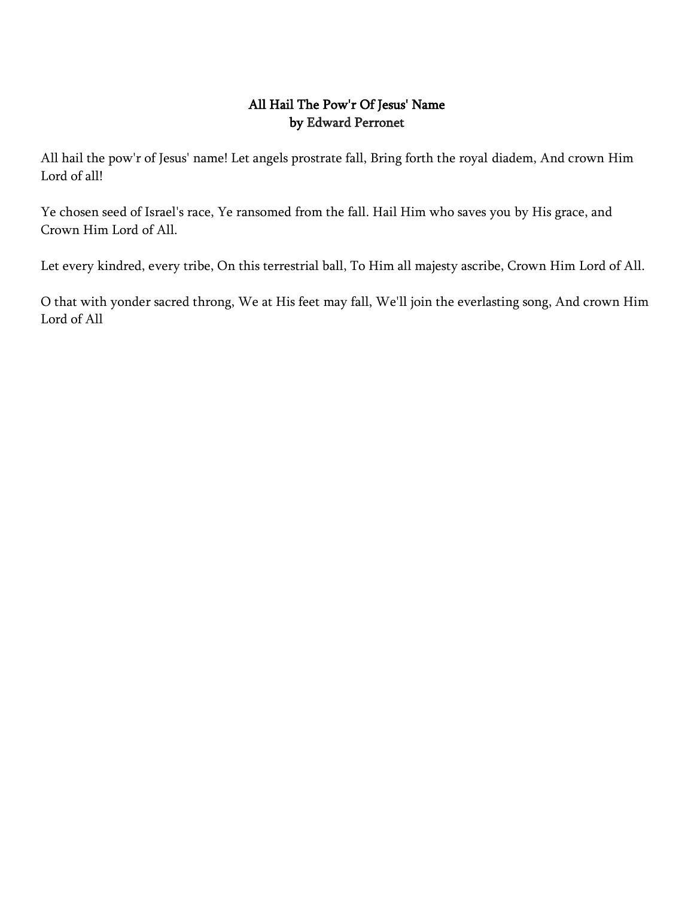**All Hail The Pow'r Of Jesus' Name**
**by Edward Perronet**

All hail the pow'r of Jesus' name! Let angels prostrate fall, Bring forth the royal diadem, And crown Him Lord of all!

Ye chosen seed of Israel's race, Ye ransomed from the fall. Hail Him who saves you by His grace, and Crown Him Lord of All.

Let every kindred, every tribe, On this terrestrial ball, To Him all majesty ascribe, Crown Him Lord of All.

O that with yonder sacred throng, We at His feet may fall, We'll join the everlasting song, And crown Him Lord of All